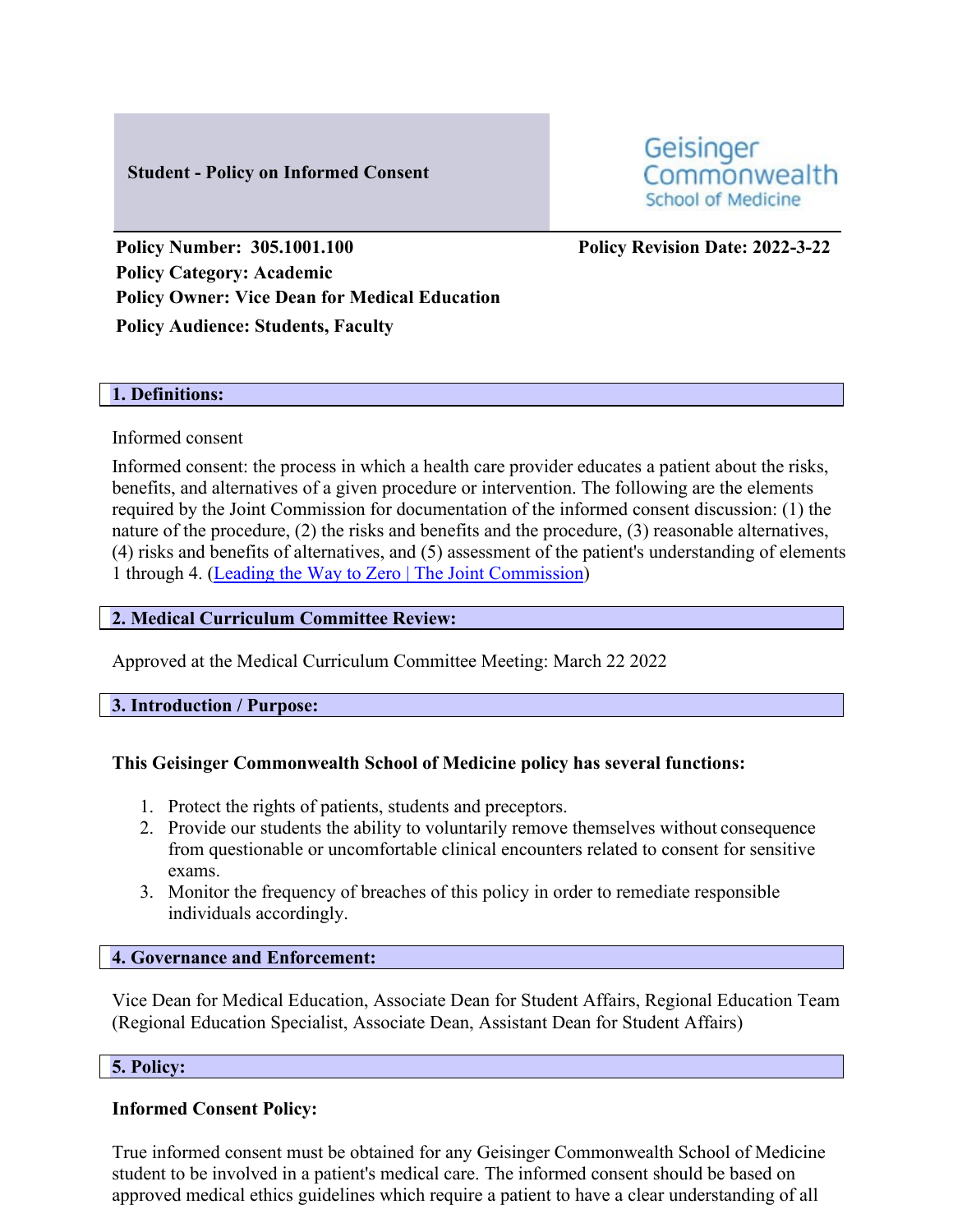**Student - Policy on Informed Consent**

Geisinger Commonwealth School of Medicine

**Policy Number: 305.1001.100** **Policy Revision Date: 2022-3-22**
**Policy Category: Academic**
**Policy Owner: Vice Dean for Medical Education**
**Policy Audience: Students, Faculty**

## 1. Definitions:

Informed consent

Informed consent: the process in which a health care provider educates a patient about the risks, benefits, and alternatives of a given procedure or intervention. The following are the elements required by the Joint Commission for documentation of the informed consent discussion: (1) the nature of the procedure, (2) the risks and benefits and the procedure, (3) reasonable alternatives, (4) risks and benefits of alternatives, and (5) assessment of the patient's understanding of elements 1 through 4. ([Leading the Way to Zero | The Joint Commission](#))

## 2. Medical Curriculum Committee Review:

Approved at the Medical Curriculum Committee Meeting: March 22 2022

## 3. Introduction / Purpose:

**This Geisinger Commonwealth School of Medicine policy has several functions:**

1. Protect the rights of patients, students and preceptors.
2. Provide our students the ability to voluntarily remove themselves without consequence from questionable or uncomfortable clinical encounters related to consent for sensitive exams.
3. Monitor the frequency of breaches of this policy in order to remediate responsible individuals accordingly.

## 4. Governance and Enforcement:

Vice Dean for Medical Education, Associate Dean for Student Affairs, Regional Education Team (Regional Education Specialist, Associate Dean, Assistant Dean for Student Affairs)

## 5. Policy:

**Informed Consent Policy:**

True informed consent must be obtained for any Geisinger Commonwealth School of Medicine student to be involved in a patient's medical care. The informed consent should be based on approved medical ethics guidelines which require a patient to have a clear understanding of all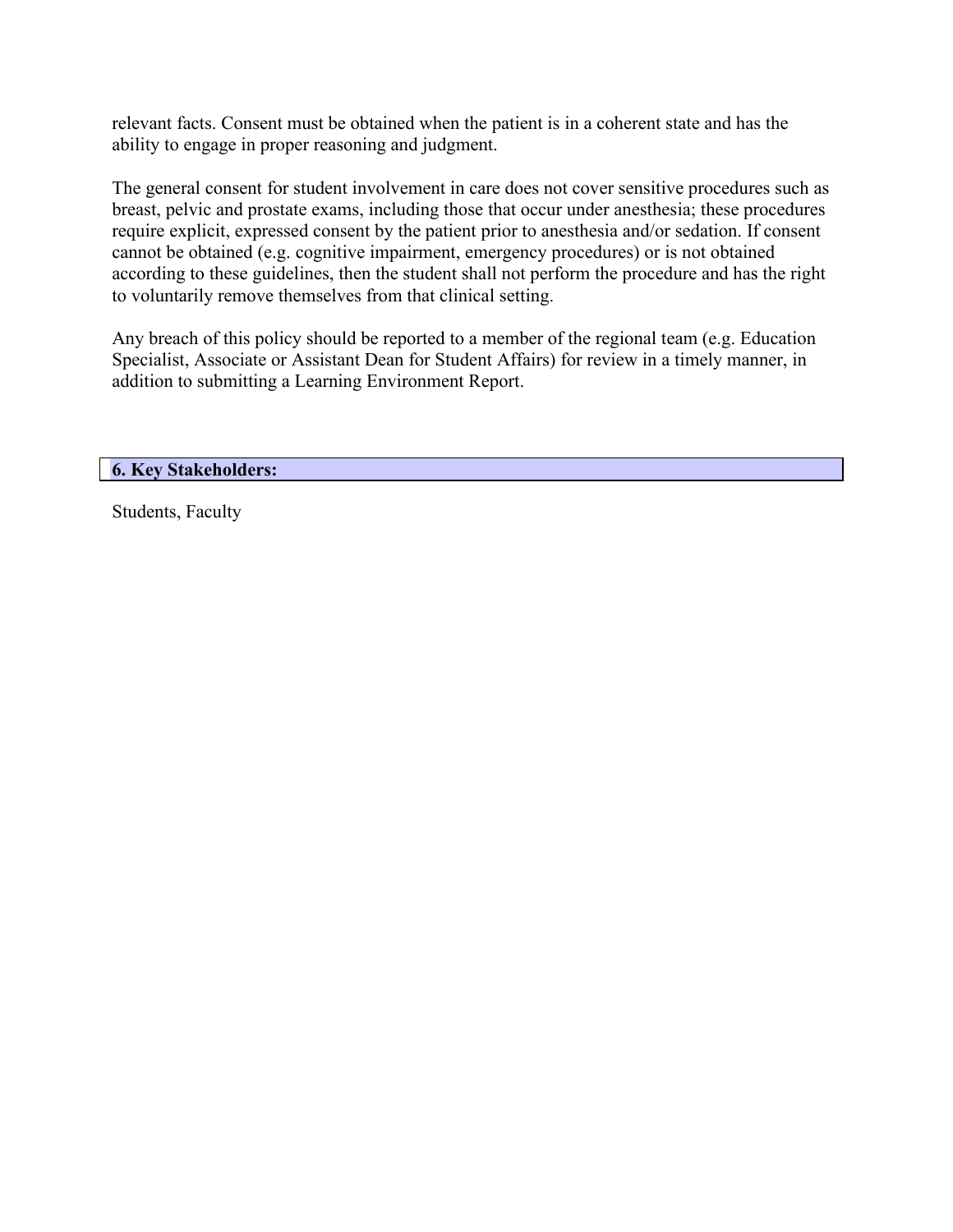relevant facts. Consent must be obtained when the patient is in a coherent state and has the ability to engage in proper reasoning and judgment.

The general consent for student involvement in care does not cover sensitive procedures such as breast, pelvic and prostate exams, including those that occur under anesthesia; these procedures require explicit, expressed consent by the patient prior to anesthesia and/or sedation. If consent cannot be obtained (e.g. cognitive impairment, emergency procedures) or is not obtained according to these guidelines, then the student shall not perform the procedure and has the right to voluntarily remove themselves from that clinical setting.

Any breach of this policy should be reported to a member of the regional team (e.g. Education Specialist, Associate or Assistant Dean for Student Affairs) for review in a timely manner, in addition to submitting a Learning Environment Report.

## 6. Key Stakeholders:

Students, Faculty